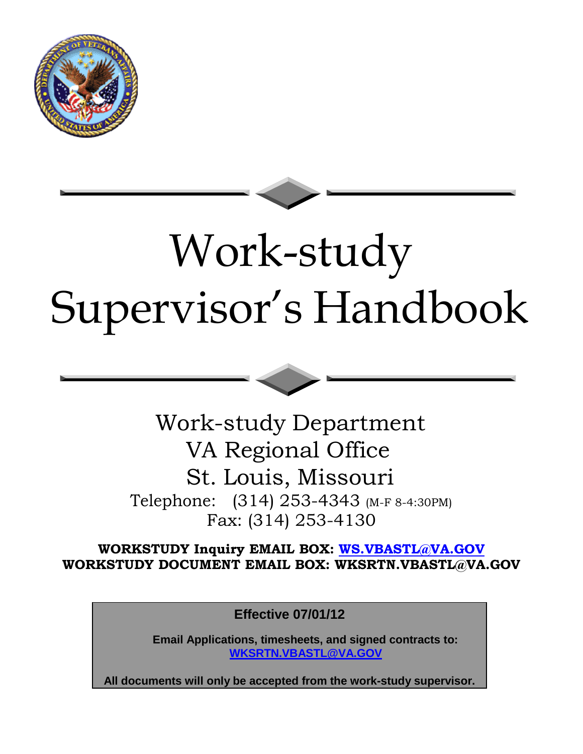# Work-study Supervisor's Handbook

Work-study Department
VA Regional Office
St. Louis, Missouri
Telephone: (314) 253-4343 (M-F 8-4:30PM)
Fax: (314) 253-4130

**WORKSTUDY Inquiry EMAIL BOX: [WS.VBASTL@VA.GOV](mailto:WS.VBASTL@VA.GOV)**
**WORKSTUDY DOCUMENT EMAIL BOX: WKSRTN.VBASTL@VA.GOV**

**Effective 07/01/12**

**Email Applications, timesheets, and signed contracts to: [WKSRTN.VBASTL@VA.GOV](mailto:WKSRTN.VBASTL@VA.GOV)**

**All documents will only be accepted from the work-study supervisor.**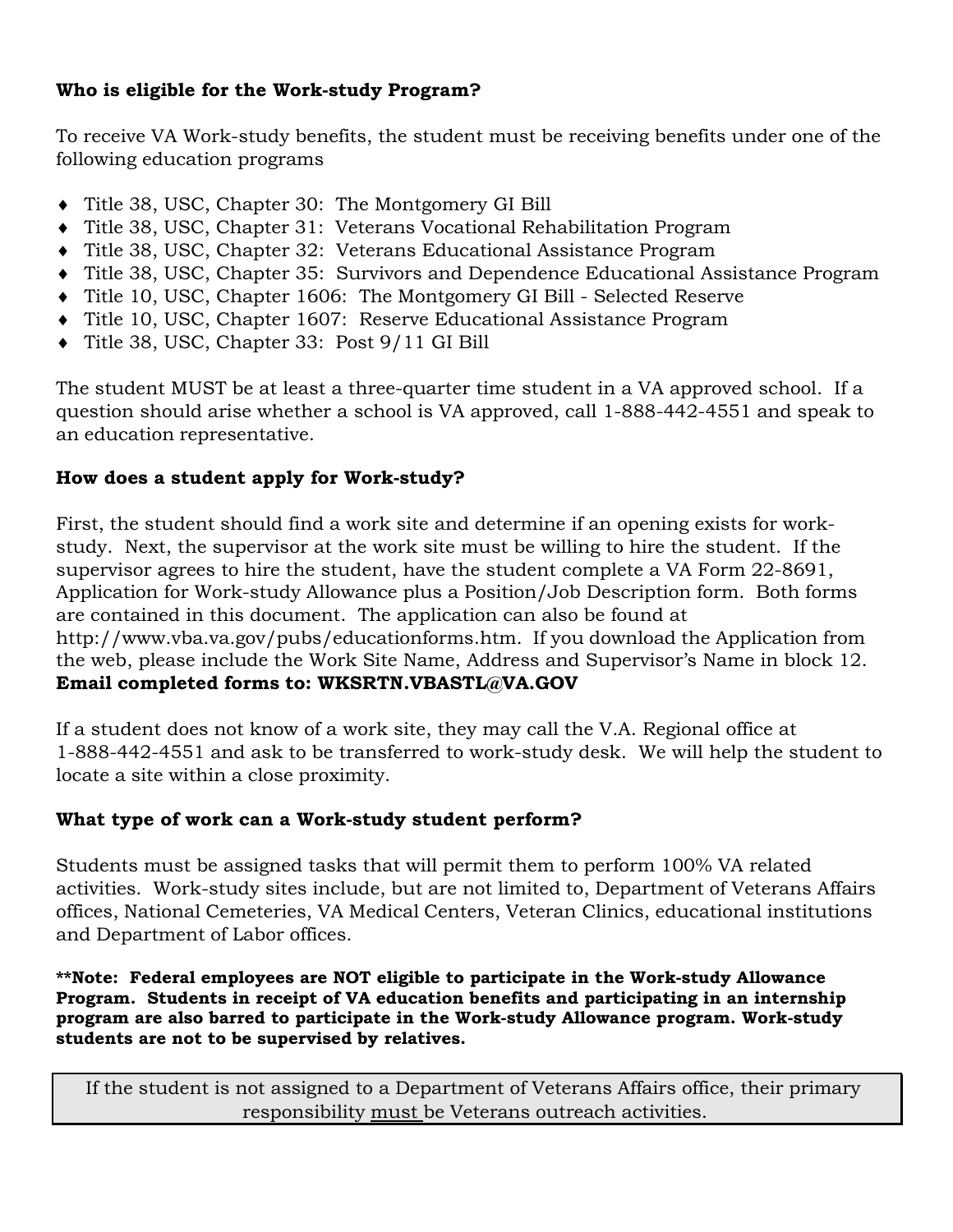**Who is eligible for the Work-study Program?**

To receive VA Work-study benefits, the student must be receiving benefits under one of the following education programs

- Title 38, USC, Chapter 30: The Montgomery GI Bill
- Title 38, USC, Chapter 31: Veterans Vocational Rehabilitation Program
- Title 38, USC, Chapter 32: Veterans Educational Assistance Program
- Title 38, USC, Chapter 35: Survivors and Dependence Educational Assistance Program
- Title 10, USC, Chapter 1606: The Montgomery GI Bill - Selected Reserve
- Title 10, USC, Chapter 1607: Reserve Educational Assistance Program
- Title 38, USC, Chapter 33: Post 9/11 GI Bill

The student MUST be at least a three-quarter time student in a VA approved school. If a question should arise whether a school is VA approved, call 1-888-442-4551 and speak to an education representative.

**How does a student apply for Work-study?**

First, the student should find a work site and determine if an opening exists for work-study. Next, the supervisor at the work site must be willing to hire the student. If the supervisor agrees to hire the student, have the student complete a VA Form 22-8691, Application for Work-study Allowance plus a Position/Job Description form. Both forms are contained in this document. The application can also be found at http://www.vba.va.gov/pubs/educationforms.htm. If you download the Application from the web, please include the Work Site Name, Address and Supervisor's Name in block 12.
**Email completed forms to: WKSRTN.VBASTL@VA.GOV**

If a student does not know of a work site, they may call the V.A. Regional office at 1-888-442-4551 and ask to be transferred to work-study desk. We will help the student to locate a site within a close proximity.

**What type of work can a Work-study student perform?**

Students must be assigned tasks that will permit them to perform 100% VA related activities. Work-study sites include, but are not limited to, Department of Veterans Affairs offices, National Cemeteries, VA Medical Centers, Veteran Clinics, educational institutions and Department of Labor offices.

****Note: Federal employees are NOT eligible to participate in the Work-study Allowance Program. Students in receipt of VA education benefits and participating in an internship program are also barred to participate in the Work-study Allowance program. Work-study students are not to be supervised by relatives.**

If the student is not assigned to a Department of Veterans Affairs office, their primary responsibility <u>must</u> be Veterans outreach activities.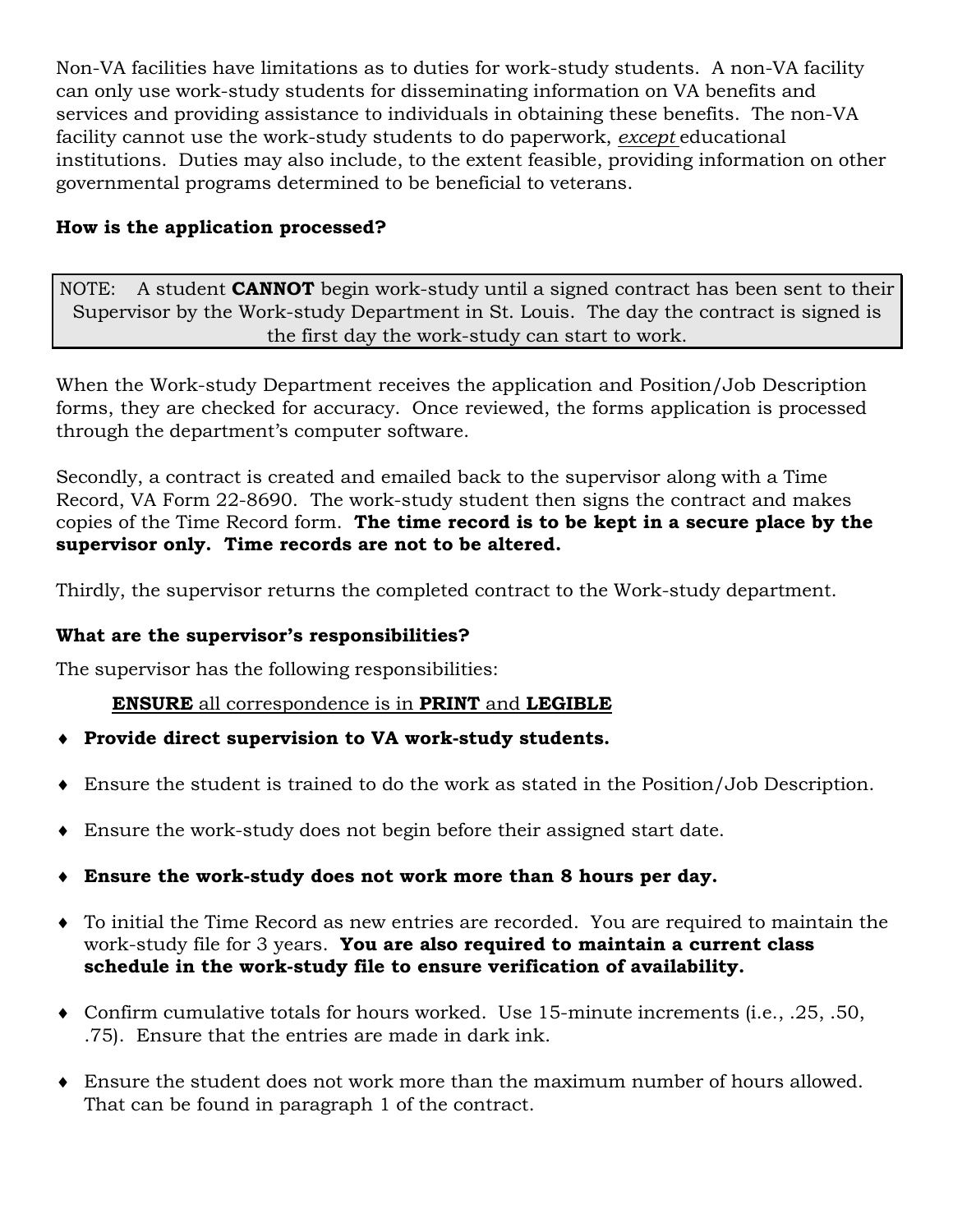Non-VA facilities have limitations as to duties for work-study students. A non-VA facility can only use work-study students for disseminating information on VA benefits and services and providing assistance to individuals in obtaining these benefits. The non-VA facility cannot use the work-study students to do paperwork, *except* educational institutions. Duties may also include, to the extent feasible, providing information on other governmental programs determined to be beneficial to veterans.

**How is the application processed?**

> NOTE: A student **CANNOT** begin work-study until a signed contract has been sent to their Supervisor by the Work-study Department in St. Louis. The day the contract is signed is the first day the work-study can start to work.

When the Work-study Department receives the application and Position/Job Description forms, they are checked for accuracy. Once reviewed, the forms application is processed through the department's computer software.

Secondly, a contract is created and emailed back to the supervisor along with a Time Record, VA Form 22-8690. The work-study student then signs the contract and makes copies of the Time Record form. **The time record is to be kept in a secure place by the supervisor only. Time records are not to be altered.**

Thirdly, the supervisor returns the completed contract to the Work-study department.

**What are the supervisor's responsibilities?**

The supervisor has the following responsibilities:

**ENSURE** all correspondence is in **PRINT** and **LEGIBLE**

- **Provide direct supervision to VA work-study students.**
- Ensure the student is trained to do the work as stated in the Position/Job Description.
- Ensure the work-study does not begin before their assigned start date.
- **Ensure the work-study does not work more than 8 hours per day.**
- To initial the Time Record as new entries are recorded. You are required to maintain the work-study file for 3 years. **You are also required to maintain a current class schedule in the work-study file to ensure verification of availability.**
- Confirm cumulative totals for hours worked. Use 15-minute increments (i.e., .25, .50, .75). Ensure that the entries are made in dark ink.
- Ensure the student does not work more than the maximum number of hours allowed. That can be found in paragraph 1 of the contract.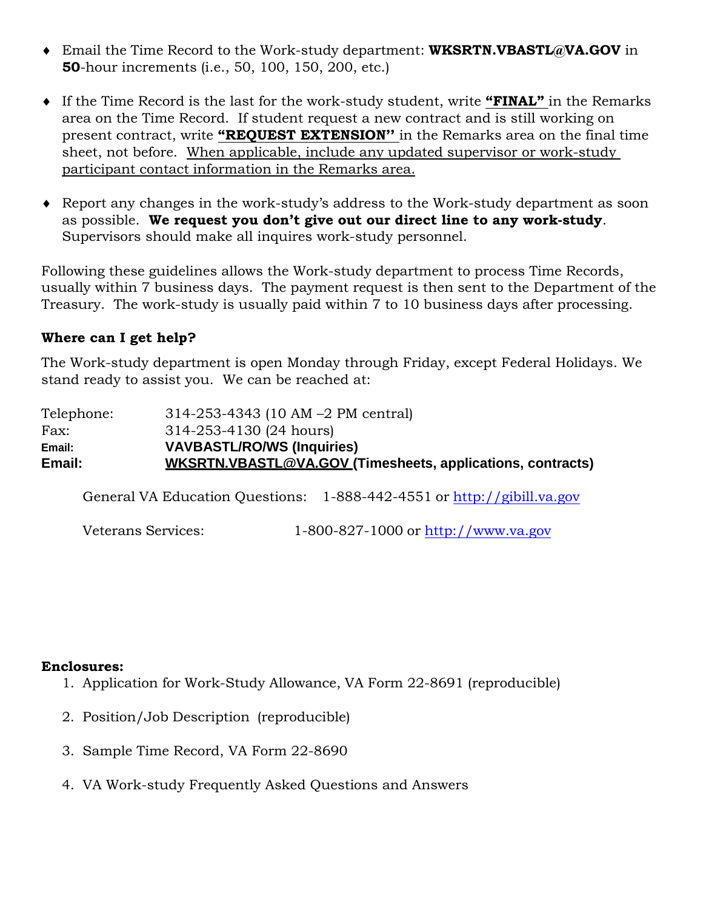- Email the Time Record to the Work-study department: **WKSRTN.VBASTL@VA.GOV** in **50**-hour increments (i.e., 50, 100, 150, 200, etc.)

- If the Time Record is the last for the work-study student, write **"FINAL"** in the Remarks area on the Time Record. If student request a new contract and is still working on present contract, write **"REQUEST EXTENSION"** in the Remarks area on the final time sheet, not before. When applicable, include any updated supervisor or work-study participant contact information in the Remarks area.

- Report any changes in the work-study's address to the Work-study department as soon as possible. **We request you don't give out our direct line to any work-study**. Supervisors should make all inquires work-study personnel.

Following these guidelines allows the Work-study department to process Time Records, usually within 7 business days. The payment request is then sent to the Department of the Treasury. The work-study is usually paid within 7 to 10 business days after processing.

**Where can I get help?**

The Work-study department is open Monday through Friday, except Federal Holidays. We stand ready to assist you. We can be reached at:

| | |
|---|---|
| Telephone: | 314-253-4343 (10 AM –2 PM central) |
| Fax: | 314-253-4130 (24 hours) |
| **Email:** | **VAVBASTL/RO/WS (Inquiries)** |
| **Email:** | **WKSRTN.VBASTL@VA.GOV (Timesheets, applications, contracts)** |

General VA Education Questions: 1-888-442-4551 or http://gibill.va.gov

Veterans Services: 1-800-827-1000 or http://www.va.gov

**Enclosures:**

1. Application for Work-Study Allowance, VA Form 22-8691 (reproducible)
2. Position/Job Description (reproducible)
3. Sample Time Record, VA Form 22-8690
4. VA Work-study Frequently Asked Questions and Answers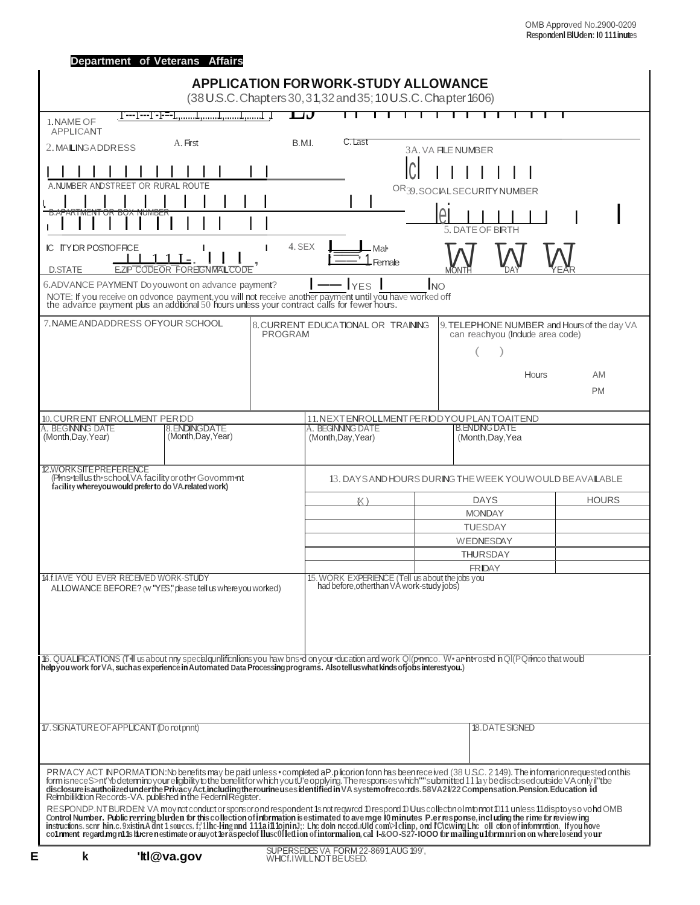OMB Approved No.2900-0209
Respondent Burden: 10 minutes

**Department of Veterans Affairs**

# APPLICATION FOR WORK-STUDY ALLOWANCE

(38 U.S.C. Chapters 30, 31, 32 and 35; 10 U.S.C. Chapter 1606)

1. NAME OF APPLICANT

A. First | B. M.I. | C. Last

2. MAILING ADDRESS

A. NUMBER AND STREET OR RURAL ROUTE

B. APARTMENT OR BOX NUMBER

C. CITY OR POST OFFICE

D. STATE

E. ZIP CODE OR FOREIGN MAIL CODE

3A. VA FILE NUMBER

C

OR 3B. SOCIAL SECURITY NUMBER

4. SEX

Male

Female

5. DATE OF BIRTH

MONTH | DAY | YEAR

6. ADVANCE PAYMENT Do you want an advance payment? YES NO

NOTE: If you receive an advance payment, you will not receive another payment until you have worked off the advance payment plus an additional 50 hours unless your contract calls for fewer hours.

| 7. NAME AND ADDRESS OF YOUR SCHOOL | 8. CURRENT EDUCATIONAL OR TRAINING PROGRAM | 9. TELEPHONE NUMBER and Hours of the day VA can reach you (Include area code) ( ) Hours AM PM |
|---|---|---|

| 10. CURRENT ENROLLMENT PERIOD | | 11. NEXT ENROLLMENT PERIOD YOU PLAN TO ATTEND | |
|---|---|---|---|
| A. BEGINNING DATE (Month, Day, Year) | B. ENDING DATE (Month, Day, Year) | A. BEGINNING DATE (Month, Day, Year) | B. ENDING DATE (Month, Day, Year) |

12. WORK SITE PREFERENCE (Please tell us the school, VA facility or other Government facility where you would prefer to do VA related work)

13. DAYS AND HOURS DURING THE WEEK YOU WOULD BE AVAILABLE

| (X) | DAYS | HOURS |
|---|---|---|
| | MONDAY | |
| | TUESDAY | |
| | WEDNESDAY | |
| | THURSDAY | |
| | FRIDAY | |

14. HAVE YOU EVER RECEIVED WORK-STUDY ALLOWANCE BEFORE? (If "YES," please tell us where you worked)

15. WORK EXPERIENCE (Tell us about the jobs you had before, other than VA work-study jobs)

16. QUALIFICATIONS (Tell us about any special qualifications you have based on your education and work experience. We are interested in experience that would help you work for VA, such as experience in Automated Data Processing programs. Also tell us what kinds of jobs interest you.)

17. SIGNATURE OF APPLICANT (Do not print)

18. DATE SIGNED

PRIVACY ACT INFORMATION: No benefits may be paid unless a completed application form has been received (38 U.S.C. 2149). The information requested on this form is necessary to determine your eligibility to the benefit for which you are applying. The responses which are submitted may be disclosed outside VA only if the disclosure is authorized under the Privacy Act, including the routine uses identified in VA system of records 58VA21/22 Compensation, Pension, Education and Rehabilitation Records-VA, published in the Federal Register.

RESPONDENT BURDEN: VA may not conduct or sponsor, and respondent is not required to respond to this collection of information unless it displays a valid OMB Control Number. Public reporting burden for this collection of information is estimated to average 10 minutes per response, including the time for reviewing instructions, searching existing data sources, gathering and maintaining the data needed, and completing and reviewing the collection of information. If you have comments regarding this burden estimate or any other aspect of this collection of information, call 1-800-827-1000 for mailing information on where to send your

SUPERSEDES VA FORM 22-8691, AUG 1993, WHICH WILL NOT BE USED.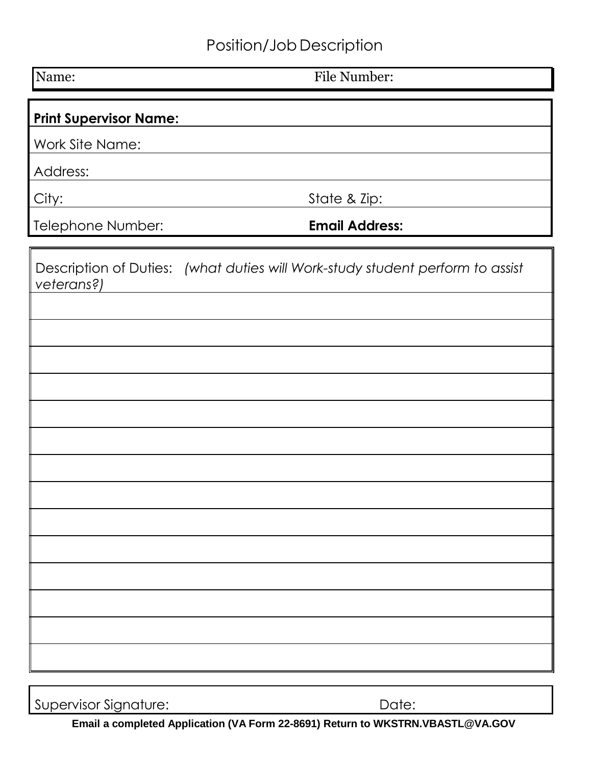# Position/Job Description

| Name: | File Number: |
|---|---|

| **Print Supervisor Name:** | |
|---|---|
| Work Site Name: | |
| Address: | |
| City: | State & Zip: |
| Telephone Number: | **Email Address:** |

| Description of Duties: *(what duties will Work-study student perform to assist veterans?)* |
|---|
| |
| |
| |
| |
| |
| |
| |
| |
| |
| |
| |
| |
| |
| |

| Supervisor Signature: | Date: |
|---|---|

**Email a completed Application (VA Form 22-8691) Return to WKSTRN.VBASTL@VA.GOV**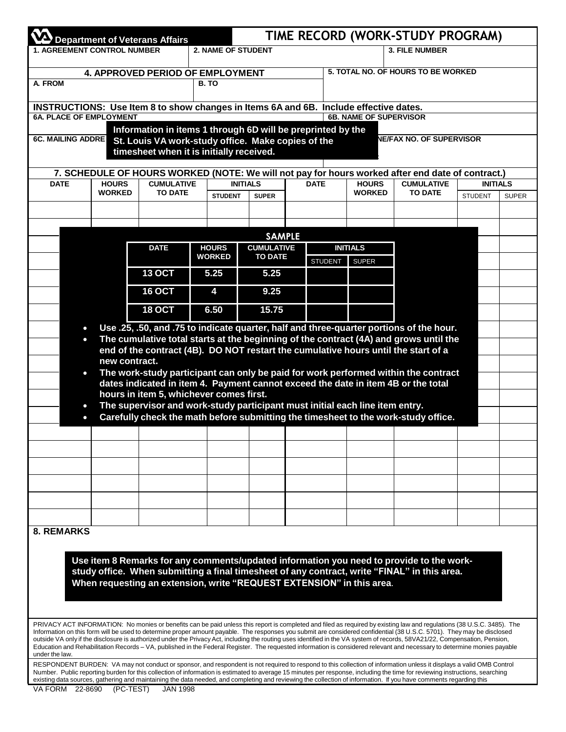**Department of Veterans Affairs**

# TIME RECORD (WORK-STUDY PROGRAM)

| 1. AGREEMENT CONTROL NUMBER | 2. NAME OF STUDENT | 3. FILE NUMBER |
|---|---|---|
| | | |

| 4. APPROVED PERIOD OF EMPLOYMENT | | 5. TOTAL NO. OF HOURS TO BE WORKED |
|---|---|---|
| A. FROM | B. TO | |

**INSTRUCTIONS: Use Item 8 to show changes in Items 6A and 6B. Include effective dates.**

| 6A. PLACE OF EMPLOYMENT | 6B. NAME OF SUPERVISOR |
|---|---|
| 6C. MAILING ADDRE | NE/FAX NO. OF SUPERVISOR |

**Information in items 1 through 6D will be preprinted by the St. Louis VA work-study office. Make copies of the timesheet when it is initially received.**

## 7. SCHEDULE OF HOURS WORKED (NOTE: We will not pay for hours worked after end date of contract.)

| DATE | HOURS WORKED | CUMULATIVE TO DATE | INITIALS | | DATE | HOURS WORKED | CUMULATIVE TO DATE | INITIALS | |
|---|---|---|---|---|---|---|---|---|---|
| | | | STUDENT | SUPER | | | | STUDENT | SUPER |
| | | | | | | | | | |

**SAMPLE**

| DATE | HOURS WORKED | CUMULATIVE TO DATE | INITIALS | |
|---|---|---|---|---|
| | | | STUDENT | SUPER |
| 13 OCT | 5.25 | 5.25 | | |
| 16 OCT | 4 | 9.25 | | |
| 18 OCT | 6.50 | 15.75 | | |

- **Use .25, .50, and .75 to indicate quarter, half and three-quarter portions of the hour.**
- **The cumulative total starts at the beginning of the contract (4A) and grows until the end of the contract (4B). DO NOT restart the cumulative hours until the start of a new contract.**
- **The work-study participant can only be paid for work performed within the contract dates indicated in item 4. Payment cannot exceed the date in item 4B or the total hours in item 5, whichever comes first.**
- **The supervisor and work-study participant must initial each line item entry.**
- **Carefully check the math before submitting the timesheet to the work-study office.**

## 8. REMARKS

**Use item 8 Remarks for any comments/updated information you need to provide to the work-study office. When submitting a final timesheet of any contract, write "FINAL" in this area. When requesting an extension, write "REQUEST EXTENSION" in this area.**

PRIVACY ACT INFORMATION: No monies or benefits can be paid unless this report is completed and filed as required by existing law and regulations (38 U.S.C. 3485). The Information on this form will be used to determine proper amount payable. The responses you submit are considered confidential (38 U.S.C. 5701). They may be disclosed outside VA only if the disclosure is authorized under the Privacy Act, including the routing uses identified in the VA system of records, 58VA21/22, Compensation, Pension, Education and Rehabilitation Records – VA, published in the Federal Register. The requested information is considered relevant and necessary to determine monies payable under the law.

RESPONDENT BURDEN: VA may not conduct or sponsor, and respondent is not required to respond to this collection of information unless it displays a valid OMB Control Number. Public reporting burden for this collection of information is estimated to average 15 minutes per response, including the time for reviewing instructions, searching existing data sources, gathering and maintaining the data needed, and completing and reviewing the collection of information. If you have comments regarding this

VA FORM 22-8690 (PC-TEST) JAN 1998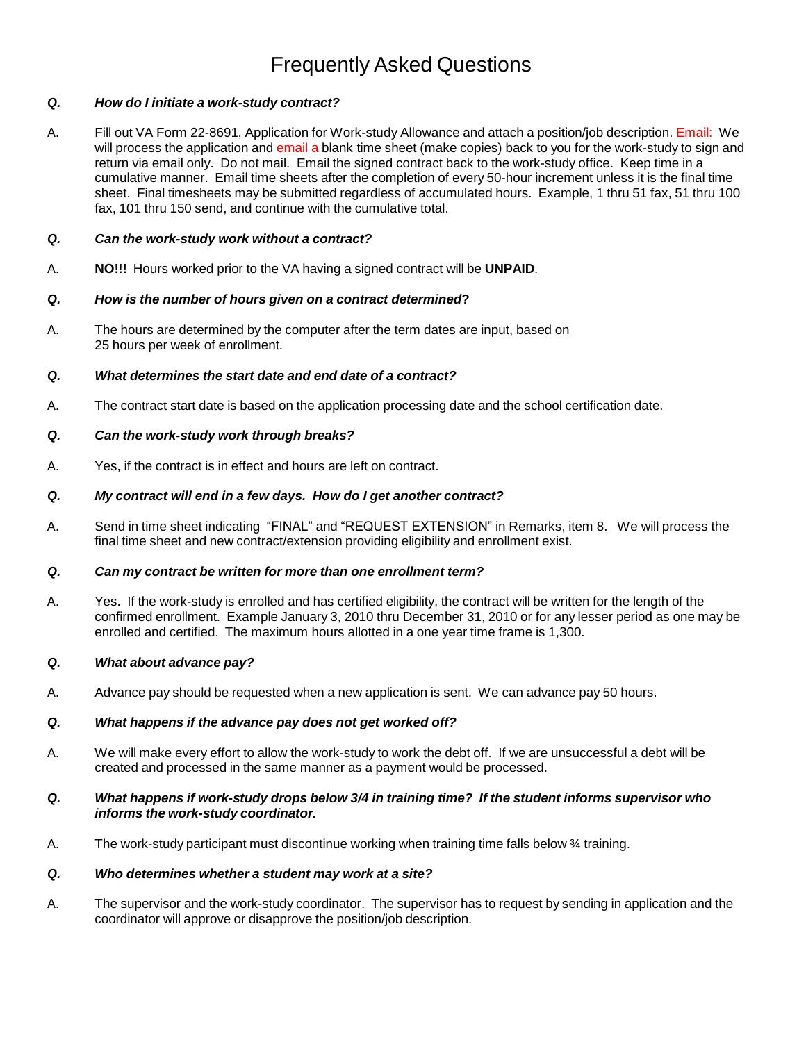# Frequently Asked Questions

***Q.*** ***How do I initiate a work-study contract?***

A. Fill out VA Form 22-8691, Application for Work-study Allowance and attach a position/job description. Email: We will process the application and email a blank time sheet (make copies) back to you for the work-study to sign and return via email only. Do not mail. Email the signed contract back to the work-study office. Keep time in a cumulative manner. Email time sheets after the completion of every 50-hour increment unless it is the final time sheet. Final timesheets may be submitted regardless of accumulated hours. Example, 1 thru 51 fax, 51 thru 100 fax, 101 thru 150 send, and continue with the cumulative total.

***Q.*** ***Can the work-study work without a contract?***

A. **NO!!!** Hours worked prior to the VA having a signed contract will be **UNPAID**.

***Q.*** ***How is the number of hours given on a contract determined*?**

A. The hours are determined by the computer after the term dates are input, based on 25 hours per week of enrollment.

***Q.*** ***What determines the start date and end date of a contract?***

A. The contract start date is based on the application processing date and the school certification date.

***Q.*** ***Can the work-study work through breaks?***

A. Yes, if the contract is in effect and hours are left on contract.

***Q.*** ***My contract will end in a few days. How do I get another contract?***

A. Send in time sheet indicating "FINAL" and "REQUEST EXTENSION" in Remarks, item 8. We will process the final time sheet and new contract/extension providing eligibility and enrollment exist.

***Q.*** ***Can my contract be written for more than one enrollment term?***

A. Yes. If the work-study is enrolled and has certified eligibility, the contract will be written for the length of the confirmed enrollment. Example January 3, 2010 thru December 31, 2010 or for any lesser period as one may be enrolled and certified. The maximum hours allotted in a one year time frame is 1,300.

***Q.*** ***What about advance pay?***

A. Advance pay should be requested when a new application is sent. We can advance pay 50 hours.

***Q.*** ***What happens if the advance pay does not get worked off?***

A. We will make every effort to allow the work-study to work the debt off. If we are unsuccessful a debt will be created and processed in the same manner as a payment would be processed.

***Q.*** ***What happens if work-study drops below 3/4 in training time? If the student informs supervisor who informs the work-study coordinator.***

A. The work-study participant must discontinue working when training time falls below ¾ training.

***Q.*** ***Who determines whether a student may work at a site?***

A. The supervisor and the work-study coordinator. The supervisor has to request by sending in application and the coordinator will approve or disapprove the position/job description.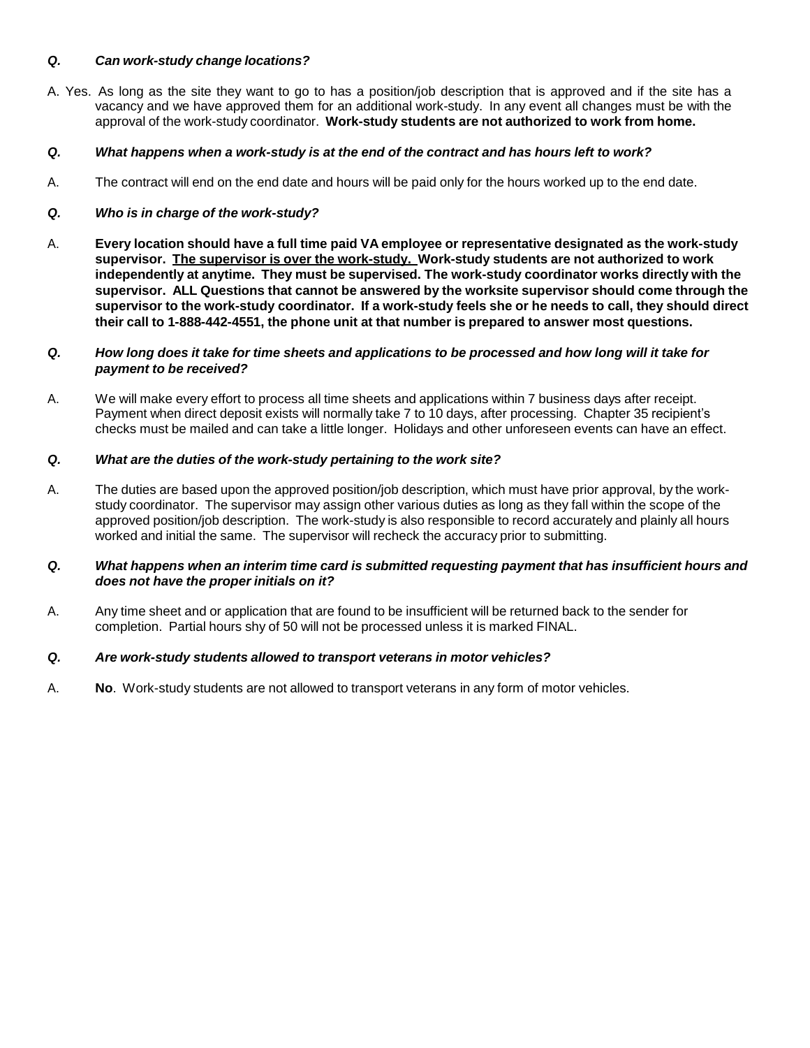***Q. Can work-study change locations?***

A. Yes. As long as the site they want to go to has a position/job description that is approved and if the site has a vacancy and we have approved them for an additional work-study. In any event all changes must be with the approval of the work-study coordinator. **Work-study students are not authorized to work from home.**

***Q. What happens when a work-study is at the end of the contract and has hours left to work?***

A. The contract will end on the end date and hours will be paid only for the hours worked up to the end date.

***Q. Who is in charge of the work-study?***

A. **Every location should have a full time paid VA employee or representative designated as the work-study supervisor. <u>The supervisor is over the work-study.</u> Work-study students are not authorized to work independently at anytime. They must be supervised. The work-study coordinator works directly with the supervisor. ALL Questions that cannot be answered by the worksite supervisor should come through the supervisor to the work-study coordinator. If a work-study feels she or he needs to call, they should direct their call to 1-888-442-4551, the phone unit at that number is prepared to answer most questions.**

***Q. How long does it take for time sheets and applications to be processed and how long will it take for payment to be received?***

A. We will make every effort to process all time sheets and applications within 7 business days after receipt. Payment when direct deposit exists will normally take 7 to 10 days, after processing. Chapter 35 recipient's checks must be mailed and can take a little longer. Holidays and other unforeseen events can have an effect.

***Q. What are the duties of the work-study pertaining to the work site?***

A. The duties are based upon the approved position/job description, which must have prior approval, by the work-study coordinator. The supervisor may assign other various duties as long as they fall within the scope of the approved position/job description. The work-study is also responsible to record accurately and plainly all hours worked and initial the same. The supervisor will recheck the accuracy prior to submitting.

***Q. What happens when an interim time card is submitted requesting payment that has insufficient hours and does not have the proper initials on it?***

A. Any time sheet and or application that are found to be insufficient will be returned back to the sender for completion. Partial hours shy of 50 will not be processed unless it is marked FINAL.

***Q. Are work-study students allowed to transport veterans in motor vehicles?***

A. **No**. Work-study students are not allowed to transport veterans in any form of motor vehicles.